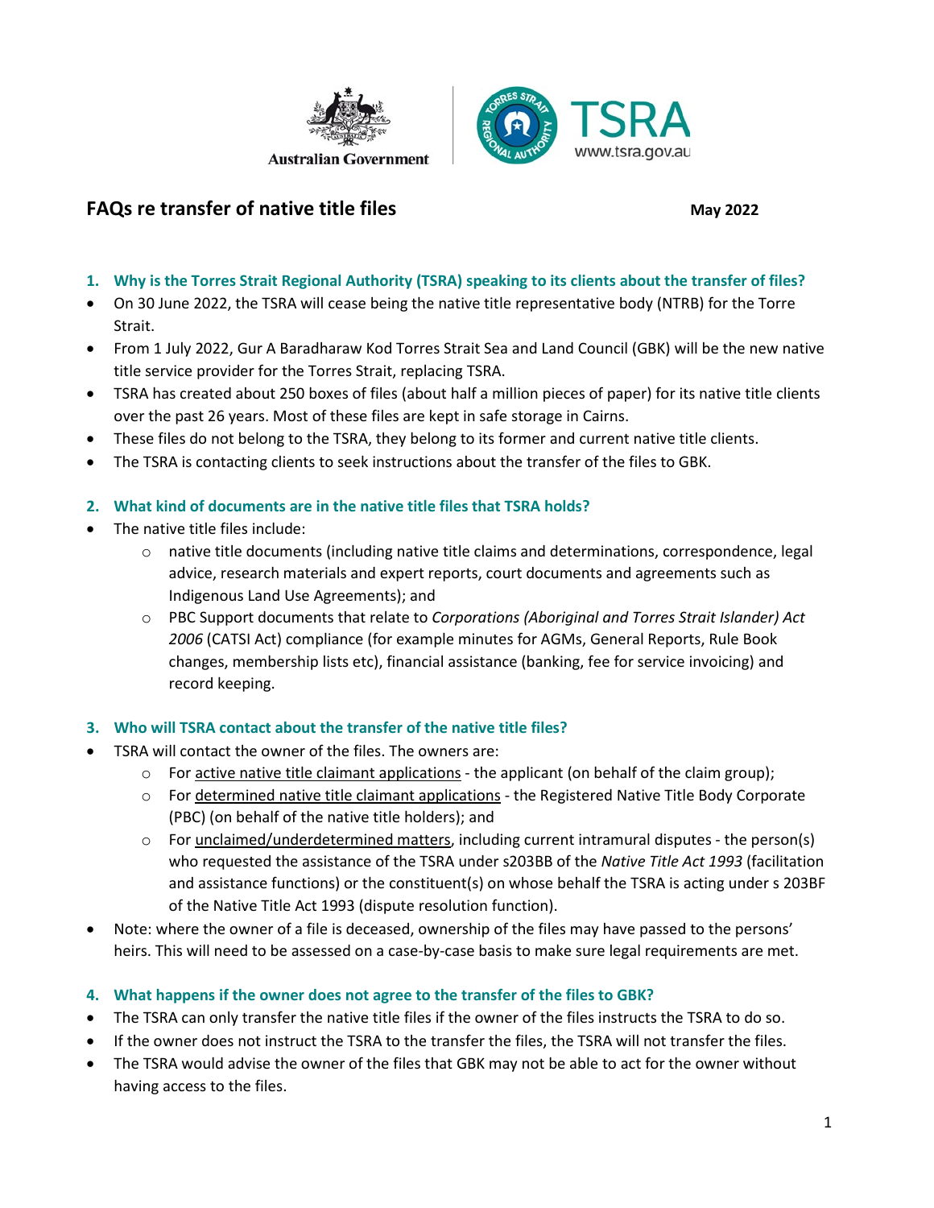Australian Government

TSRA
www.tsra.gov.au

# FAQs re transfer of native title files

**May 2022**

### 1. Why is the Torres Strait Regional Authority (TSRA) speaking to its clients about the transfer of files?

- On 30 June 2022, the TSRA will cease being the native title representative body (NTRB) for the Torre Strait.
- From 1 July 2022, Gur A Baradharaw Kod Torres Strait Sea and Land Council (GBK) will be the new native title service provider for the Torres Strait, replacing TSRA.
- TSRA has created about 250 boxes of files (about half a million pieces of paper) for its native title clients over the past 26 years. Most of these files are kept in safe storage in Cairns.
- These files do not belong to the TSRA, they belong to its former and current native title clients.
- The TSRA is contacting clients to seek instructions about the transfer of the files to GBK.

### 2. What kind of documents are in the native title files that TSRA holds?

- The native title files include:
  - native title documents (including native title claims and determinations, correspondence, legal advice, research materials and expert reports, court documents and agreements such as Indigenous Land Use Agreements); and
  - PBC Support documents that relate to *Corporations (Aboriginal and Torres Strait Islander) Act 2006* (CATSI Act) compliance (for example minutes for AGMs, General Reports, Rule Book changes, membership lists etc), financial assistance (banking, fee for service invoicing) and record keeping.

### 3. Who will TSRA contact about the transfer of the native title files?

- TSRA will contact the owner of the files. The owners are:
  - For active native title claimant applications - the applicant (on behalf of the claim group);
  - For determined native title claimant applications - the Registered Native Title Body Corporate (PBC) (on behalf of the native title holders); and
  - For unclaimed/underdetermined matters, including current intramural disputes - the person(s) who requested the assistance of the TSRA under s203BB of the *Native Title Act 1993* (facilitation and assistance functions) or the constituent(s) on whose behalf the TSRA is acting under s 203BF of the Native Title Act 1993 (dispute resolution function).
- Note: where the owner of a file is deceased, ownership of the files may have passed to the persons' heirs. This will need to be assessed on a case-by-case basis to make sure legal requirements are met.

### 4. What happens if the owner does not agree to the transfer of the files to GBK?

- The TSRA can only transfer the native title files if the owner of the files instructs the TSRA to do so.
- If the owner does not instruct the TSRA to the transfer the files, the TSRA will not transfer the files.
- The TSRA would advise the owner of the files that GBK may not be able to act for the owner without having access to the files.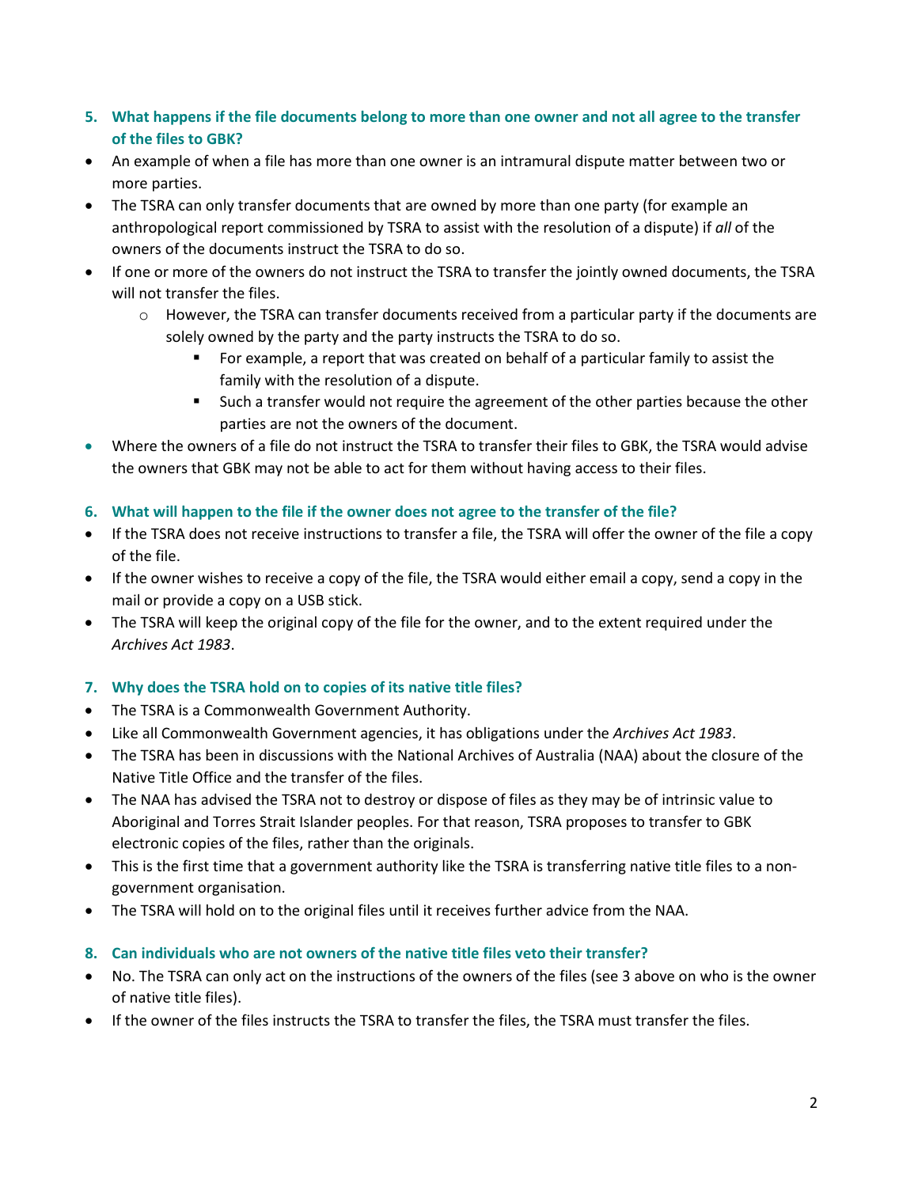### 5. What happens if the file documents belong to more than one owner and not all agree to the transfer of the files to GBK?

- An example of when a file has more than one owner is an intramural dispute matter between two or more parties.
- The TSRA can only transfer documents that are owned by more than one party (for example an anthropological report commissioned by TSRA to assist with the resolution of a dispute) if *all* of the owners of the documents instruct the TSRA to do so.
- If one or more of the owners do not instruct the TSRA to transfer the jointly owned documents, the TSRA will not transfer the files.
  - However, the TSRA can transfer documents received from a particular party if the documents are solely owned by the party and the party instructs the TSRA to do so.
    - For example, a report that was created on behalf of a particular family to assist the family with the resolution of a dispute.
    - Such a transfer would not require the agreement of the other parties because the other parties are not the owners of the document.
- Where the owners of a file do not instruct the TSRA to transfer their files to GBK, the TSRA would advise the owners that GBK may not be able to act for them without having access to their files.

### 6. What will happen to the file if the owner does not agree to the transfer of the file?

- If the TSRA does not receive instructions to transfer a file, the TSRA will offer the owner of the file a copy of the file.
- If the owner wishes to receive a copy of the file, the TSRA would either email a copy, send a copy in the mail or provide a copy on a USB stick.
- The TSRA will keep the original copy of the file for the owner, and to the extent required under the *Archives Act 1983*.

### 7. Why does the TSRA hold on to copies of its native title files?

- The TSRA is a Commonwealth Government Authority.
- Like all Commonwealth Government agencies, it has obligations under the *Archives Act 1983*.
- The TSRA has been in discussions with the National Archives of Australia (NAA) about the closure of the Native Title Office and the transfer of the files.
- The NAA has advised the TSRA not to destroy or dispose of files as they may be of intrinsic value to Aboriginal and Torres Strait Islander peoples. For that reason, TSRA proposes to transfer to GBK electronic copies of the files, rather than the originals.
- This is the first time that a government authority like the TSRA is transferring native title files to a non-government organisation.
- The TSRA will hold on to the original files until it receives further advice from the NAA.

### 8. Can individuals who are not owners of the native title files veto their transfer?

- No. The TSRA can only act on the instructions of the owners of the files (see 3 above on who is the owner of native title files).
- If the owner of the files instructs the TSRA to transfer the files, the TSRA must transfer the files.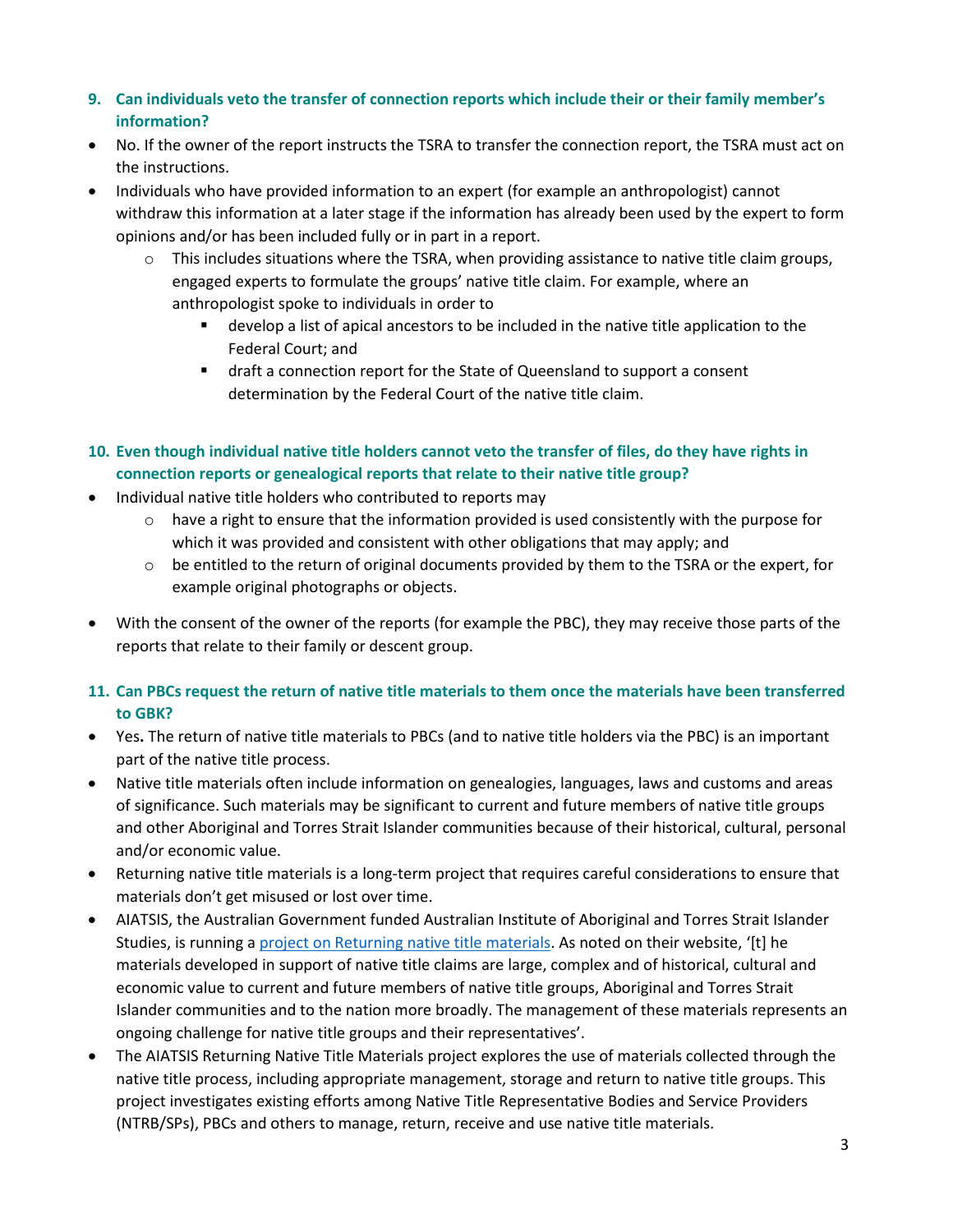### 9. Can individuals veto the transfer of connection reports which include their or their family member's information?

- No. If the owner of the report instructs the TSRA to transfer the connection report, the TSRA must act on the instructions.
- Individuals who have provided information to an expert (for example an anthropologist) cannot withdraw this information at a later stage if the information has already been used by the expert to form opinions and/or has been included fully or in part in a report.
  - This includes situations where the TSRA, when providing assistance to native title claim groups, engaged experts to formulate the groups' native title claim. For example, where an anthropologist spoke to individuals in order to
    - develop a list of apical ancestors to be included in the native title application to the Federal Court; and
    - draft a connection report for the State of Queensland to support a consent determination by the Federal Court of the native title claim.

### 10. Even though individual native title holders cannot veto the transfer of files, do they have rights in connection reports or genealogical reports that relate to their native title group?

- Individual native title holders who contributed to reports may
  - have a right to ensure that the information provided is used consistently with the purpose for which it was provided and consistent with other obligations that may apply; and
  - be entitled to the return of original documents provided by them to the TSRA or the expert, for example original photographs or objects.
- With the consent of the owner of the reports (for example the PBC), they may receive those parts of the reports that relate to their family or descent group.

### 11. Can PBCs request the return of native title materials to them once the materials have been transferred to GBK?

- Yes**.** The return of native title materials to PBCs (and to native title holders via the PBC) is an important part of the native title process.
- Native title materials often include information on genealogies, languages, laws and customs and areas of significance. Such materials may be significant to current and future members of native title groups and other Aboriginal and Torres Strait Islander communities because of their historical, cultural, personal and/or economic value.
- Returning native title materials is a long-term project that requires careful considerations to ensure that materials don't get misused or lost over time.
- AIATSIS, the Australian Government funded Australian Institute of Aboriginal and Torres Strait Islander Studies, is running a project on Returning native title materials. As noted on their website, '[t] he materials developed in support of native title claims are large, complex and of historical, cultural and economic value to current and future members of native title groups, Aboriginal and Torres Strait Islander communities and to the nation more broadly. The management of these materials represents an ongoing challenge for native title groups and their representatives'.
- The AIATSIS Returning Native Title Materials project explores the use of materials collected through the native title process, including appropriate management, storage and return to native title groups. This project investigates existing efforts among Native Title Representative Bodies and Service Providers (NTRB/SPs), PBCs and others to manage, return, receive and use native title materials.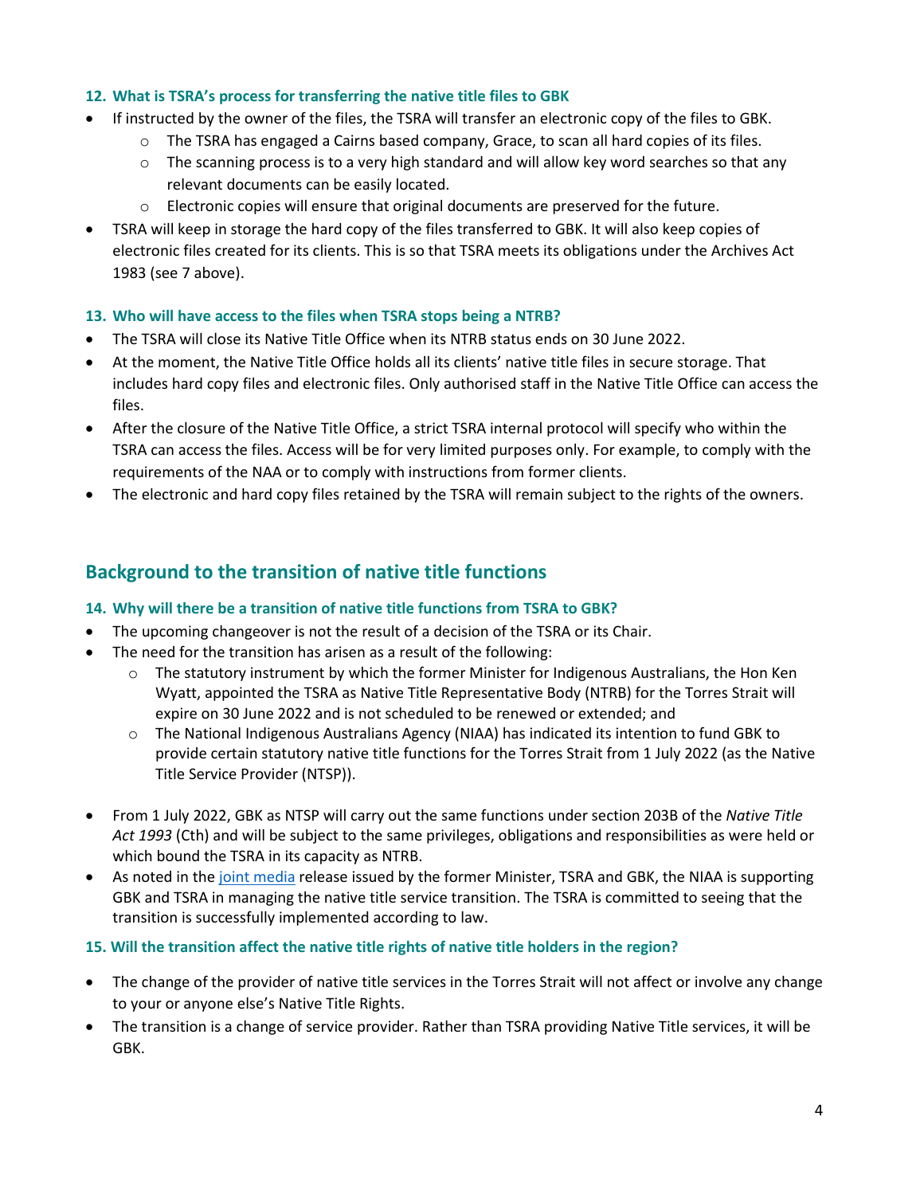### 12. What is TSRA's process for transferring the native title files to GBK

- If instructed by the owner of the files, the TSRA will transfer an electronic copy of the files to GBK.
  - The TSRA has engaged a Cairns based company, Grace, to scan all hard copies of its files.
  - The scanning process is to a very high standard and will allow key word searches so that any relevant documents can be easily located.
  - Electronic copies will ensure that original documents are preserved for the future.
- TSRA will keep in storage the hard copy of the files transferred to GBK. It will also keep copies of electronic files created for its clients. This is so that TSRA meets its obligations under the Archives Act 1983 (see 7 above).

### 13. Who will have access to the files when TSRA stops being a NTRB?

- The TSRA will close its Native Title Office when its NTRB status ends on 30 June 2022.
- At the moment, the Native Title Office holds all its clients' native title files in secure storage. That includes hard copy files and electronic files. Only authorised staff in the Native Title Office can access the files.
- After the closure of the Native Title Office, a strict TSRA internal protocol will specify who within the TSRA can access the files. Access will be for very limited purposes only. For example, to comply with the requirements of the NAA or to comply with instructions from former clients.
- The electronic and hard copy files retained by the TSRA will remain subject to the rights of the owners.

## Background to the transition of native title functions

### 14. Why will there be a transition of native title functions from TSRA to GBK?

- The upcoming changeover is not the result of a decision of the TSRA or its Chair.
- The need for the transition has arisen as a result of the following:
  - The statutory instrument by which the former Minister for Indigenous Australians, the Hon Ken Wyatt, appointed the TSRA as Native Title Representative Body (NTRB) for the Torres Strait will expire on 30 June 2022 and is not scheduled to be renewed or extended; and
  - The National Indigenous Australians Agency (NIAA) has indicated its intention to fund GBK to provide certain statutory native title functions for the Torres Strait from 1 July 2022 (as the Native Title Service Provider (NTSP)).
- From 1 July 2022, GBK as NTSP will carry out the same functions under section 203B of the *Native Title Act 1993* (Cth) and will be subject to the same privileges, obligations and responsibilities as were held or which bound the TSRA in its capacity as NTRB.
- As noted in the joint media release issued by the former Minister, TSRA and GBK, the NIAA is supporting GBK and TSRA in managing the native title service transition. The TSRA is committed to seeing that the transition is successfully implemented according to law.

### 15. Will the transition affect the native title rights of native title holders in the region?

- The change of the provider of native title services in the Torres Strait will not affect or involve any change to your or anyone else's Native Title Rights.
- The transition is a change of service provider. Rather than TSRA providing Native Title services, it will be GBK.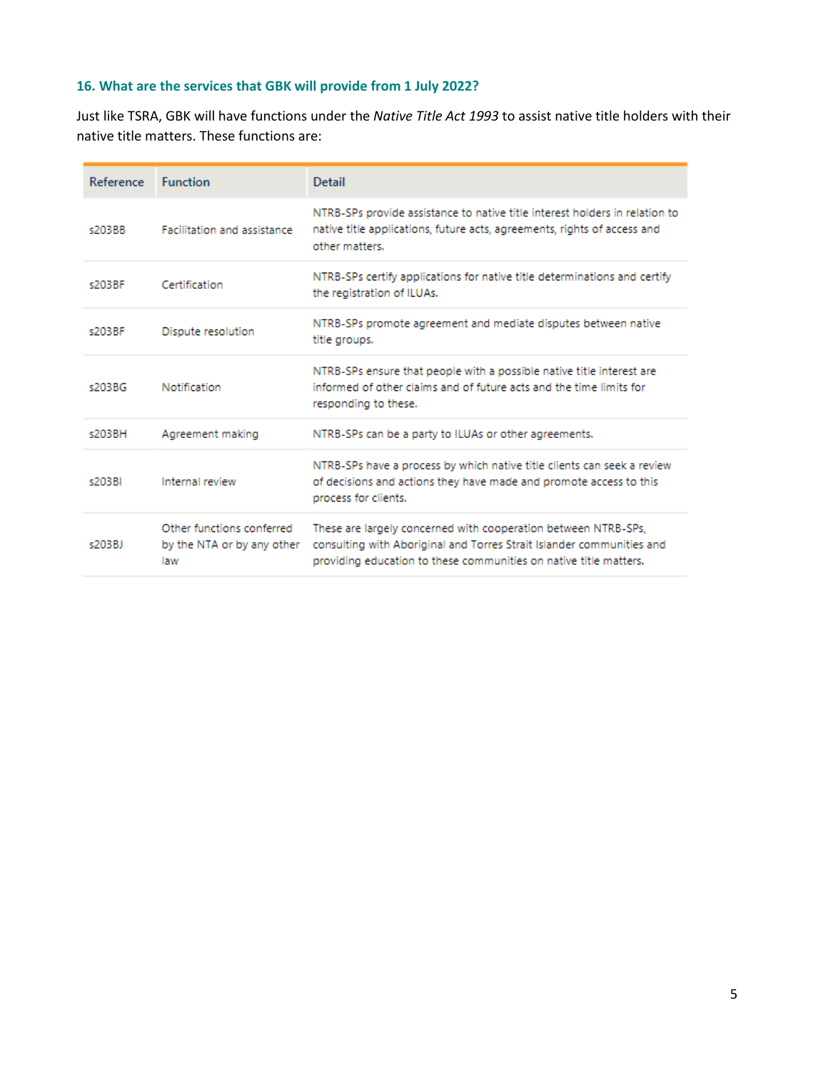### 16. What are the services that GBK will provide from 1 July 2022?

Just like TSRA, GBK will have functions under the *Native Title Act 1993* to assist native title holders with their native title matters. These functions are:

| Reference | Function | Detail |
|---|---|---|
| s203BB | Facilitation and assistance | NTRB-SPs provide assistance to native title interest holders in relation to native title applications, future acts, agreements, rights of access and other matters. |
| s203BF | Certification | NTRB-SPs certify applications for native title determinations and certify the registration of ILUAs. |
| s203BF | Dispute resolution | NTRB-SPs promote agreement and mediate disputes between native title groups. |
| s203BG | Notification | NTRB-SPs ensure that people with a possible native title interest are informed of other claims and of future acts and the time limits for responding to these. |
| s203BH | Agreement making | NTRB-SPs can be a party to ILUAs or other agreements. |
| s203BI | Internal review | NTRB-SPs have a process by which native title clients can seek a review of decisions and actions they have made and promote access to this process for clients. |
| s203BJ | Other functions conferred by the NTA or by any other law | These are largely concerned with cooperation between NTRB-SPs, consulting with Aboriginal and Torres Strait Islander communities and providing education to these communities on native title matters. |